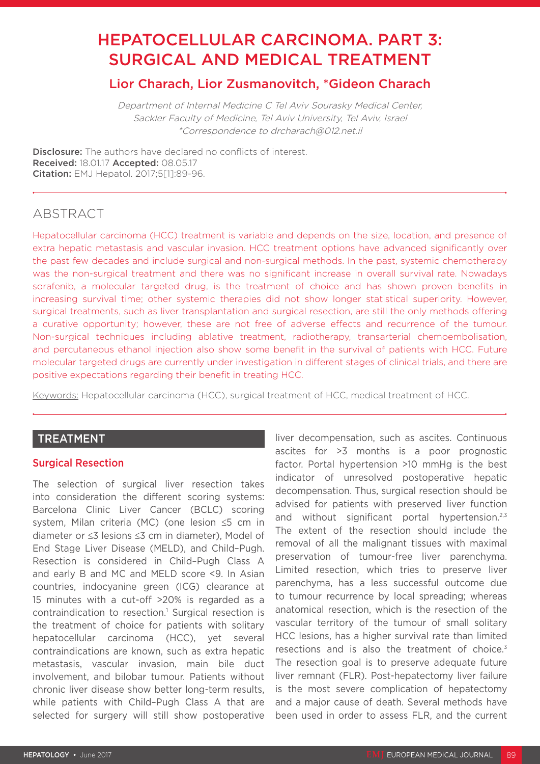# HEPATOCELLULAR CARCINOMA. PART 3: SURGICAL AND MEDICAL TREATMENT

## Lior Charach, Lior Zusmanovitch, *Gideon Charach

*Department of Internal Medicine C Tel Aviv Sourasky Medical Center, Sackler Faculty of Medicine, Tel Aviv University, Tel Aviv, Israel*
*\*Correspondence to drcharach@012.net.il*

**Disclosure:** The authors have declared no conflicts of interest.
**Received:** 18.01.17 **Accepted:** 08.05.17
**Citation:** EMJ Hepatol. 2017;5[1]:89-96.

## ABSTRACT

Hepatocellular carcinoma (HCC) treatment is variable and depends on the size, location, and presence of extra hepatic metastasis and vascular invasion. HCC treatment options have advanced significantly over the past few decades and include surgical and non-surgical methods. In the past, systemic chemotherapy was the non-surgical treatment and there was no significant increase in overall survival rate. Nowadays sorafenib, a molecular targeted drug, is the treatment of choice and has shown proven benefits in increasing survival time; other systemic therapies did not show longer statistical superiority. However, surgical treatments, such as liver transplantation and surgical resection, are still the only methods offering a curative opportunity; however, these are not free of adverse effects and recurrence of the tumour. Non-surgical techniques including ablative treatment, radiotherapy, transarterial chemoembolisation, and percutaneous ethanol injection also show some benefit in the survival of patients with HCC. Future molecular targeted drugs are currently under investigation in different stages of clinical trials, and there are positive expectations regarding their benefit in treating HCC.

Keywords: Hepatocellular carcinoma (HCC), surgical treatment of HCC, medical treatment of HCC.

## TREATMENT

### Surgical Resection

The selection of surgical liver resection takes into consideration the different scoring systems: Barcelona Clinic Liver Cancer (BCLC) scoring system, Milan criteria (MC) (one lesion ≤5 cm in diameter or ≤3 lesions ≤3 cm in diameter), Model of End Stage Liver Disease (MELD), and Child–Pugh. Resection is considered in Child–Pugh Class A and early B and MC and MELD score <9. In Asian countries, indocyanine green (ICG) clearance at 15 minutes with a cut-off >20% is regarded as a contraindication to resection.[1] Surgical resection is the treatment of choice for patients with solitary hepatocellular carcinoma (HCC), yet several contraindications are known, such as extra hepatic metastasis, vascular invasion, main bile duct involvement, and bilobar tumour. Patients without chronic liver disease show better long-term results, while patients with Child–Pugh Class A that are selected for surgery will still show postoperative liver decompensation, such as ascites. Continuous ascites for >3 months is a poor prognostic factor. Portal hypertension >10 mmHg is the best indicator of unresolved postoperative hepatic decompensation. Thus, surgical resection should be advised for patients with preserved liver function and without significant portal hypertension.[2,3] The extent of the resection should include the removal of all the malignant tissues with maximal preservation of tumour-free liver parenchyma. Limited resection, which tries to preserve liver parenchyma, has a less successful outcome due to tumour recurrence by local spreading; whereas anatomical resection, which is the resection of the vascular territory of the tumour of small solitary HCC lesions, has a higher survival rate than limited resections and is also the treatment of choice.[3] The resection goal is to preserve adequate future liver remnant (FLR). Post-hepatectomy liver failure is the most severe complication of hepatectomy and a major cause of death. Several methods have been used in order to assess FLR, and the current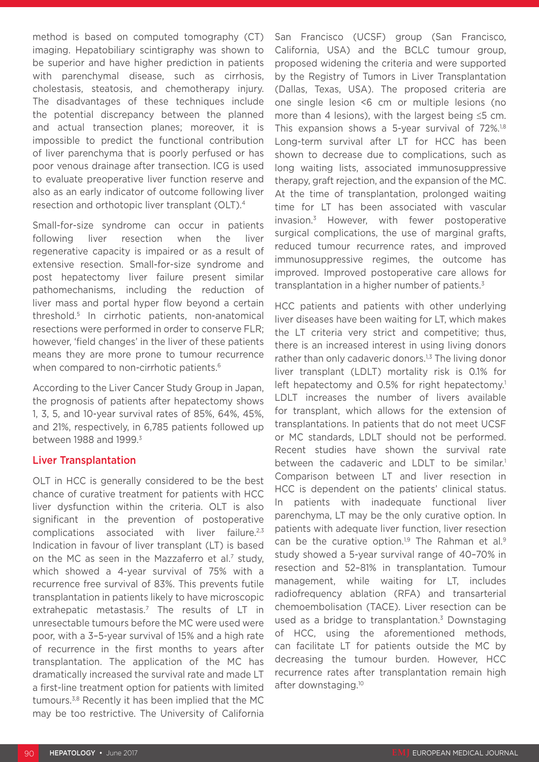method is based on computed tomography (CT) imaging. Hepatobiliary scintigraphy was shown to be superior and have higher prediction in patients with parenchymal disease, such as cirrhosis, cholestasis, steatosis, and chemotherapy injury. The disadvantages of these techniques include the potential discrepancy between the planned and actual transection planes; moreover, it is impossible to predict the functional contribution of liver parenchyma that is poorly perfused or has poor venous drainage after transection. ICG is used to evaluate preoperative liver function reserve and also as an early indicator of outcome following liver resection and orthotopic liver transplant (OLT).[4]

Small-for-size syndrome can occur in patients following liver resection when the liver regenerative capacity is impaired or as a result of extensive resection. Small-for-size syndrome and post hepatectomy liver failure present similar pathomechanisms, including the reduction of liver mass and portal hyper flow beyond a certain threshold.[5] In cirrhotic patients, non-anatomical resections were performed in order to conserve FLR; however, 'field changes' in the liver of these patients means they are more prone to tumour recurrence when compared to non-cirrhotic patients.[6]

According to the Liver Cancer Study Group in Japan, the prognosis of patients after hepatectomy shows 1, 3, 5, and 10-year survival rates of 85%, 64%, 45%, and 21%, respectively, in 6,785 patients followed up between 1988 and 1999.[3]

## Liver Transplantation

OLT in HCC is generally considered to be the best chance of curative treatment for patients with HCC liver dysfunction within the criteria. OLT is also significant in the prevention of postoperative complications associated with liver failure.[2,3] Indication in favour of liver transplant (LT) is based on the MC as seen in the Mazzaferro et al.[7] study, which showed a 4-year survival of 75% with a recurrence free survival of 83%. This prevents futile transplantation in patients likely to have microscopic extrahepatic metastasis.[7] The results of LT in unresectable tumours before the MC were used were poor, with a 3–5-year survival of 15% and a high rate of recurrence in the first months to years after transplantation. The application of the MC has dramatically increased the survival rate and made LT a first-line treatment option for patients with limited tumours.[3,8] Recently it has been implied that the MC may be too restrictive. The University of California San Francisco (UCSF) group (San Francisco, California, USA) and the BCLC tumour group, proposed widening the criteria and were supported by the Registry of Tumors in Liver Transplantation (Dallas, Texas, USA). The proposed criteria are one single lesion <6 cm or multiple lesions (no more than 4 lesions), with the largest being ≤5 cm. This expansion shows a 5-year survival of 72%.[1,8] Long-term survival after LT for HCC has been shown to decrease due to complications, such as long waiting lists, associated immunosuppressive therapy, graft rejection, and the expansion of the MC. At the time of transplantation, prolonged waiting time for LT has been associated with vascular invasion.[3] However, with fewer postoperative surgical complications, the use of marginal grafts, reduced tumour recurrence rates, and improved immunosuppressive regimes, the outcome has improved. Improved postoperative care allows for transplantation in a higher number of patients.[3]

HCC patients and patients with other underlying liver diseases have been waiting for LT, which makes the LT criteria very strict and competitive; thus, there is an increased interest in using living donors rather than only cadaveric donors.[1,3] The living donor liver transplant (LDLT) mortality risk is 0.1% for left hepatectomy and 0.5% for right hepatectomy.[1] LDLT increases the number of livers available for transplant, which allows for the extension of transplantations. In patients that do not meet UCSF or MC standards, LDLT should not be performed. Recent studies have shown the survival rate between the cadaveric and LDLT to be similar.[1] Comparison between LT and liver resection in HCC is dependent on the patients' clinical status. In patients with inadequate functional liver parenchyma, LT may be the only curative option. In patients with adequate liver function, liver resection can be the curative option.[1,9] The Rahman et al.[9] study showed a 5-year survival range of 40–70% in resection and 52–81% in transplantation. Tumour management, while waiting for LT, includes radiofrequency ablation (RFA) and transarterial chemoembolisation (TACE). Liver resection can be used as a bridge to transplantation.[3] Downstaging of HCC, using the aforementioned methods, can facilitate LT for patients outside the MC by decreasing the tumour burden. However, HCC recurrence rates after transplantation remain high after downstaging.[10]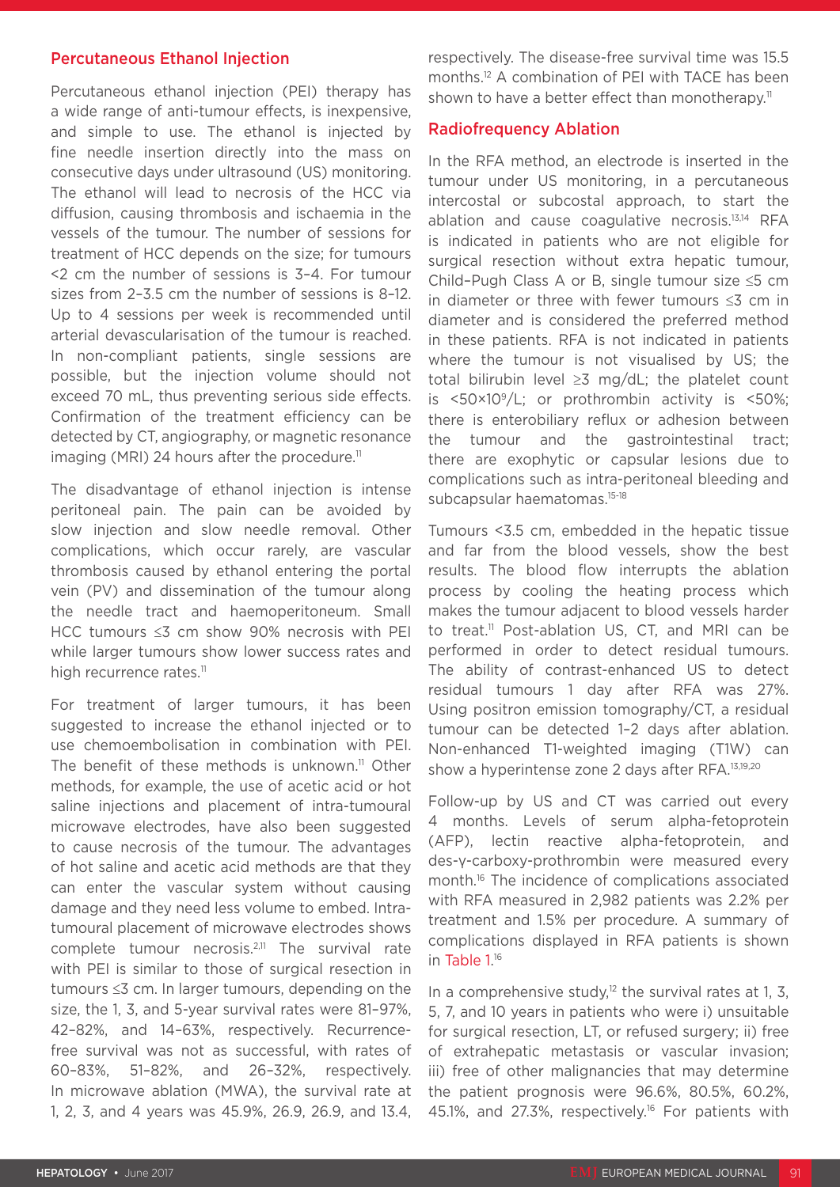## Percutaneous Ethanol Injection

Percutaneous ethanol injection (PEI) therapy has a wide range of anti-tumour effects, is inexpensive, and simple to use. The ethanol is injected by fine needle insertion directly into the mass on consecutive days under ultrasound (US) monitoring. The ethanol will lead to necrosis of the HCC via diffusion, causing thrombosis and ischaemia in the vessels of the tumour. The number of sessions for treatment of HCC depends on the size; for tumours <2 cm the number of sessions is 3–4. For tumour sizes from 2–3.5 cm the number of sessions is 8–12. Up to 4 sessions per week is recommended until arterial devascularisation of the tumour is reached. In non-compliant patients, single sessions are possible, but the injection volume should not exceed 70 mL, thus preventing serious side effects. Confirmation of the treatment efficiency can be detected by CT, angiography, or magnetic resonance imaging (MRI) 24 hours after the procedure.[11]

The disadvantage of ethanol injection is intense peritoneal pain. The pain can be avoided by slow injection and slow needle removal. Other complications, which occur rarely, are vascular thrombosis caused by ethanol entering the portal vein (PV) and dissemination of the tumour along the needle tract and haemoperitoneum. Small HCC tumours ≤3 cm show 90% necrosis with PEI while larger tumours show lower success rates and high recurrence rates.[11]

For treatment of larger tumours, it has been suggested to increase the ethanol injected or to use chemoembolisation in combination with PEI. The benefit of these methods is unknown.[11] Other methods, for example, the use of acetic acid or hot saline injections and placement of intra-tumoural microwave electrodes, have also been suggested to cause necrosis of the tumour. The advantages of hot saline and acetic acid methods are that they can enter the vascular system without causing damage and they need less volume to embed. Intra-tumoural placement of microwave electrodes shows complete tumour necrosis.[2,11] The survival rate with PEI is similar to those of surgical resection in tumours ≤3 cm. In larger tumours, depending on the size, the 1, 3, and 5-year survival rates were 81–97%, 42–82%, and 14–63%, respectively. Recurrence-free survival was not as successful, with rates of 60–83%, 51–82%, and 26–32%, respectively. In microwave ablation (MWA), the survival rate at 1, 2, 3, and 4 years was 45.9%, 26.9, 26.9, and 13.4, respectively. The disease-free survival time was 15.5 months.[12] A combination of PEI with TACE has been shown to have a better effect than monotherapy.[11]

## Radiofrequency Ablation

In the RFA method, an electrode is inserted in the tumour under US monitoring, in a percutaneous intercostal or subcostal approach, to start the ablation and cause coagulative necrosis.[13,14] RFA is indicated in patients who are not eligible for surgical resection without extra hepatic tumour, Child–Pugh Class A or B, single tumour size ≤5 cm in diameter or three with fewer tumours ≤3 cm in diameter and is considered the preferred method in these patients. RFA is not indicated in patients where the tumour is not visualised by US; the total bilirubin level ≥3 mg/dL; the platelet count is $<50\times10^9$/L; or prothrombin activity is <50%; there is enterobiliary reflux or adhesion between the tumour and the gastrointestinal tract; there are exophytic or capsular lesions due to complications such as intra-peritoneal bleeding and subcapsular haematomas.[15-18]

Tumours <3.5 cm, embedded in the hepatic tissue and far from the blood vessels, show the best results. The blood flow interrupts the ablation process by cooling the heating process which makes the tumour adjacent to blood vessels harder to treat.[11] Post-ablation US, CT, and MRI can be performed in order to detect residual tumours. The ability of contrast-enhanced US to detect residual tumours 1 day after RFA was 27%. Using positron emission tomography/CT, a residual tumour can be detected 1–2 days after ablation. Non-enhanced T1-weighted imaging (T1W) can show a hyperintense zone 2 days after RFA.[13,19,20]

Follow-up by US and CT was carried out every 4 months. Levels of serum alpha-fetoprotein (AFP), lectin reactive alpha-fetoprotein, and des-γ-carboxy-prothrombin were measured every month.[16] The incidence of complications associated with RFA measured in 2,982 patients was 2.2% per treatment and 1.5% per procedure. A summary of complications displayed in RFA patients is shown in Table 1.[16]

In a comprehensive study,[12] the survival rates at 1, 3, 5, 7, and 10 years in patients who were i) unsuitable for surgical resection, LT, or refused surgery; ii) free of extrahepatic metastasis or vascular invasion; iii) free of other malignancies that may determine the patient prognosis were 96.6%, 80.5%, 60.2%, 45.1%, and 27.3%, respectively.[16] For patients with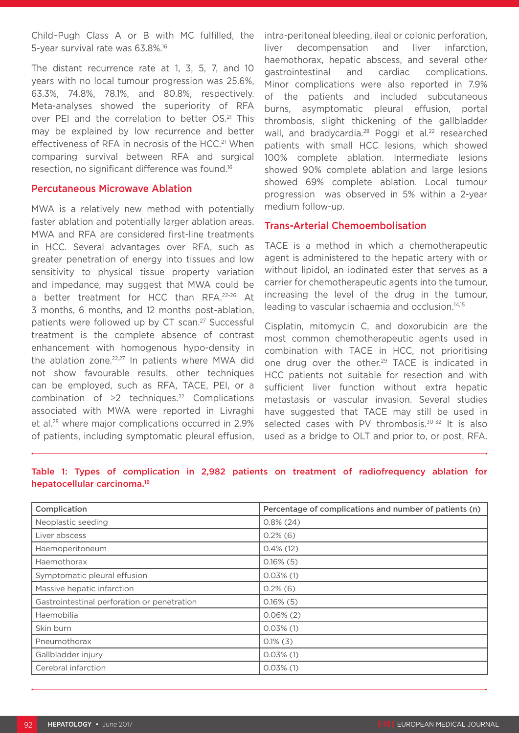Child–Pugh Class A or B with MC fulfilled, the 5-year survival rate was 63.8%.[16]

The distant recurrence rate at 1, 3, 5, 7, and 10 years with no local tumour progression was 25.6%, 63.3%, 74.8%, 78.1%, and 80.8%, respectively. Meta-analyses showed the superiority of RFA over PEI and the correlation to better OS.[21] This may be explained by low recurrence and better effectiveness of RFA in necrosis of the HCC.[21] When comparing survival between RFA and surgical resection, no significant difference was found.[16]

## Percutaneous Microwave Ablation

MWA is a relatively new method with potentially faster ablation and potentially larger ablation areas. MWA and RFA are considered first-line treatments in HCC. Several advantages over RFA, such as greater penetration of energy into tissues and low sensitivity to physical tissue property variation and impedance, may suggest that MWA could be a better treatment for HCC than RFA.[22-26] At 3 months, 6 months, and 12 months post-ablation, patients were followed up by CT scan.[27] Successful treatment is the complete absence of contrast enhancement with homogenous hypo-density in the ablation zone.[22,27] In patients where MWA did not show favourable results, other techniques can be employed, such as RFA, TACE, PEI, or a combination of ≥2 techniques.[22] Complications associated with MWA were reported in Livraghi et al.[28] where major complications occurred in 2.9% of patients, including symptomatic pleural effusion, intra-peritoneal bleeding, ileal or colonic perforation, liver decompensation and liver infarction, haemothorax, hepatic abscess, and several other gastrointestinal and cardiac complications. Minor complications were also reported in 7.9% of the patients and included subcutaneous burns, asymptomatic pleural effusion, portal thrombosis, slight thickening of the gallbladder wall, and bradycardia.[28] Poggi et al.[22] researched patients with small HCC lesions, which showed 100% complete ablation. Intermediate lesions showed 90% complete ablation and large lesions showed 69% complete ablation. Local tumour progression was observed in 5% within a 2-year medium follow-up.

## Trans-Arterial Chemoembolisation

TACE is a method in which a chemotherapeutic agent is administered to the hepatic artery with or without lipidol, an iodinated ester that serves as a carrier for chemotherapeutic agents into the tumour, increasing the level of the drug in the tumour, leading to vascular ischaemia and occlusion.[14,15]

Cisplatin, mitomycin C, and doxorubicin are the most common chemotherapeutic agents used in combination with TACE in HCC, not prioritising one drug over the other.[29] TACE is indicated in HCC patients not suitable for resection and with sufficient liver function without extra hepatic metastasis or vascular invasion. Several studies have suggested that TACE may still be used in selected cases with PV thrombosis.[30-32] It is also used as a bridge to OLT and prior to, or post, RFA.

**Table 1: Types of complication in 2,982 patients on treatment of radiofrequency ablation for hepatocellular carcinoma.[16]**

| Complication | Percentage of complications and number of patients (n) |
|---|---|
| Neoplastic seeding | 0.8% (24) |
| Liver abscess | 0.2% (6) |
| Haemoperitoneum | 0.4% (12) |
| Haemothorax | 0.16% (5) |
| Symptomatic pleural effusion | 0.03% (1) |
| Massive hepatic infarction | 0.2% (6) |
| Gastrointestinal perforation or penetration | 0.16% (5) |
| Haemobilia | 0.06% (2) |
| Skin burn | 0.03% (1) |
| Pneumothorax | 0.1% (3) |
| Gallbladder injury | 0.03% (1) |
| Cerebral infarction | 0.03% (1) |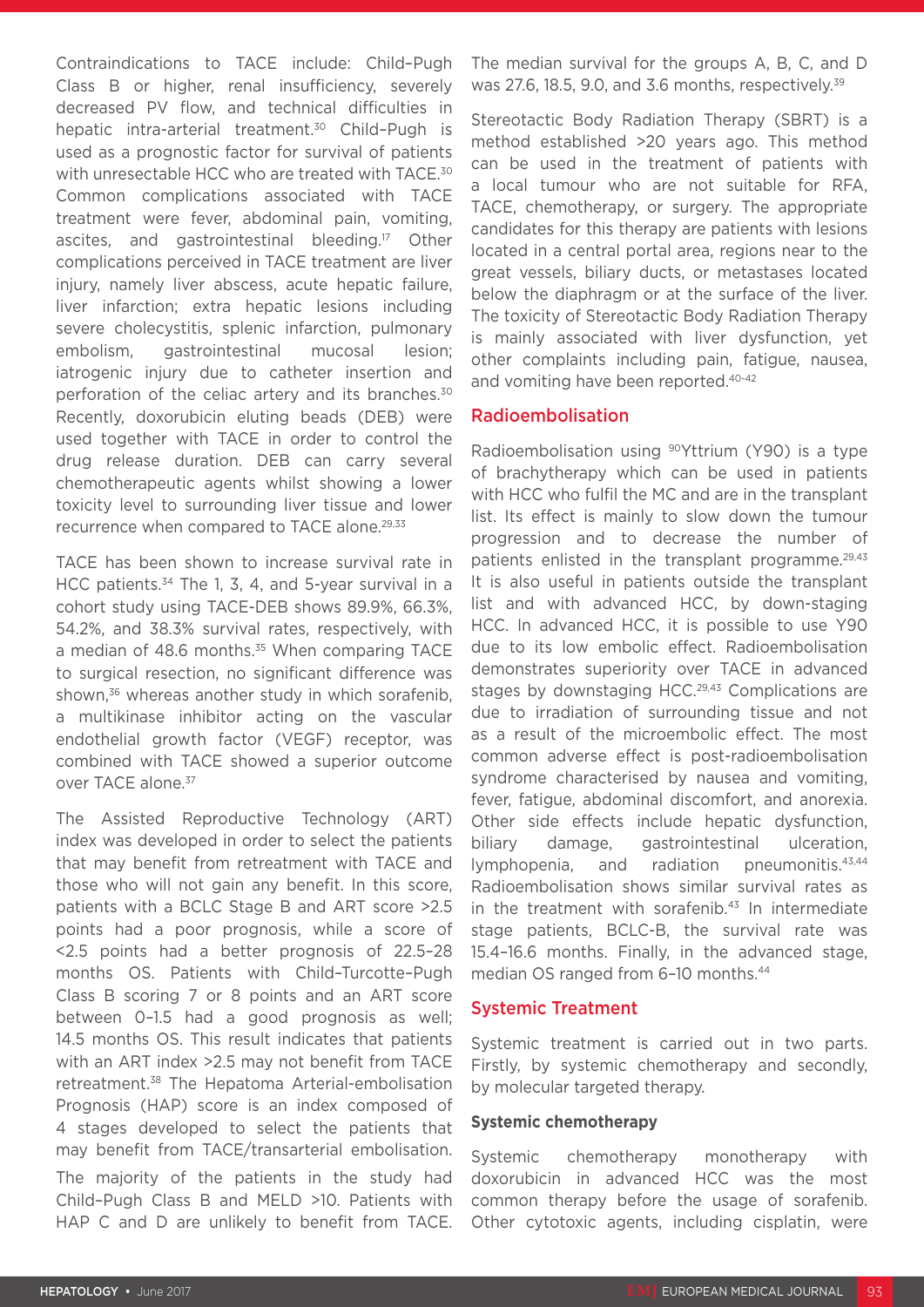Contraindications to TACE include: Child–Pugh Class B or higher, renal insufficiency, severely decreased PV flow, and technical difficulties in hepatic intra-arterial treatment.[30] Child–Pugh is used as a prognostic factor for survival of patients with unresectable HCC who are treated with TACE.[30] Common complications associated with TACE treatment were fever, abdominal pain, vomiting, ascites, and gastrointestinal bleeding.[17] Other complications perceived in TACE treatment are liver injury, namely liver abscess, acute hepatic failure, liver infarction; extra hepatic lesions including severe cholecystitis, splenic infarction, pulmonary embolism, gastrointestinal mucosal lesion; iatrogenic injury due to catheter insertion and perforation of the celiac artery and its branches.[30] Recently, doxorubicin eluting beads (DEB) were used together with TACE in order to control the drug release duration. DEB can carry several chemotherapeutic agents whilst showing a lower toxicity level to surrounding liver tissue and lower recurrence when compared to TACE alone.[29,33]

TACE has been shown to increase survival rate in HCC patients.[34] The 1, 3, 4, and 5-year survival in a cohort study using TACE-DEB shows 89.9%, 66.3%, 54.2%, and 38.3% survival rates, respectively, with a median of 48.6 months.[35] When comparing TACE to surgical resection, no significant difference was shown,[36] whereas another study in which sorafenib, a multikinase inhibitor acting on the vascular endothelial growth factor (VEGF) receptor, was combined with TACE showed a superior outcome over TACE alone.[37]

The Assisted Reproductive Technology (ART) index was developed in order to select the patients that may benefit from retreatment with TACE and those who will not gain any benefit. In this score, patients with a BCLC Stage B and ART score >2.5 points had a poor prognosis, while a score of <2.5 points had a better prognosis of 22.5–28 months OS. Patients with Child–Turcotte–Pugh Class B scoring 7 or 8 points and an ART score between 0–1.5 had a good prognosis as well; 14.5 months OS. This result indicates that patients with an ART index >2.5 may not benefit from TACE retreatment.[38] The Hepatoma Arterial-embolisation Prognosis (HAP) score is an index composed of 4 stages developed to select the patients that may benefit from TACE/transarterial embolisation.

The majority of the patients in the study had Child–Pugh Class B and MELD >10. Patients with HAP C and D are unlikely to benefit from TACE. The median survival for the groups A, B, C, and D was 27.6, 18.5, 9.0, and 3.6 months, respectively.[39]

Stereotactic Body Radiation Therapy (SBRT) is a method established >20 years ago. This method can be used in the treatment of patients with a local tumour who are not suitable for RFA, TACE, chemotherapy, or surgery. The appropriate candidates for this therapy are patients with lesions located in a central portal area, regions near to the great vessels, biliary ducts, or metastases located below the diaphragm or at the surface of the liver. The toxicity of Stereotactic Body Radiation Therapy is mainly associated with liver dysfunction, yet other complaints including pain, fatigue, nausea, and vomiting have been reported.[40-42]

## Radioembolisation

Radioembolisation using $^{90}$Yttrium (Y90) is a type of brachytherapy which can be used in patients with HCC who fulfil the MC and are in the transplant list. Its effect is mainly to slow down the tumour progression and to decrease the number of patients enlisted in the transplant programme.[29,43] It is also useful in patients outside the transplant list and with advanced HCC, by down-staging HCC. In advanced HCC, it is possible to use Y90 due to its low embolic effect. Radioembolisation demonstrates superiority over TACE in advanced stages by downstaging HCC.[29,43] Complications are due to irradiation of surrounding tissue and not as a result of the microembolic effect. The most common adverse effect is post-radioembolisation syndrome characterised by nausea and vomiting, fever, fatigue, abdominal discomfort, and anorexia. Other side effects include hepatic dysfunction, biliary damage, gastrointestinal ulceration, lymphopenia, and radiation pneumonitis.[43,44] Radioembolisation shows similar survival rates as in the treatment with sorafenib.[43] In intermediate stage patients, BCLC-B, the survival rate was 15.4–16.6 months. Finally, in the advanced stage, median OS ranged from 6–10 months.[44]

## Systemic Treatment

Systemic treatment is carried out in two parts. Firstly, by systemic chemotherapy and secondly, by molecular targeted therapy.

### Systemic chemotherapy

Systemic chemotherapy monotherapy with doxorubicin in advanced HCC was the most common therapy before the usage of sorafenib. Other cytotoxic agents, including cisplatin, were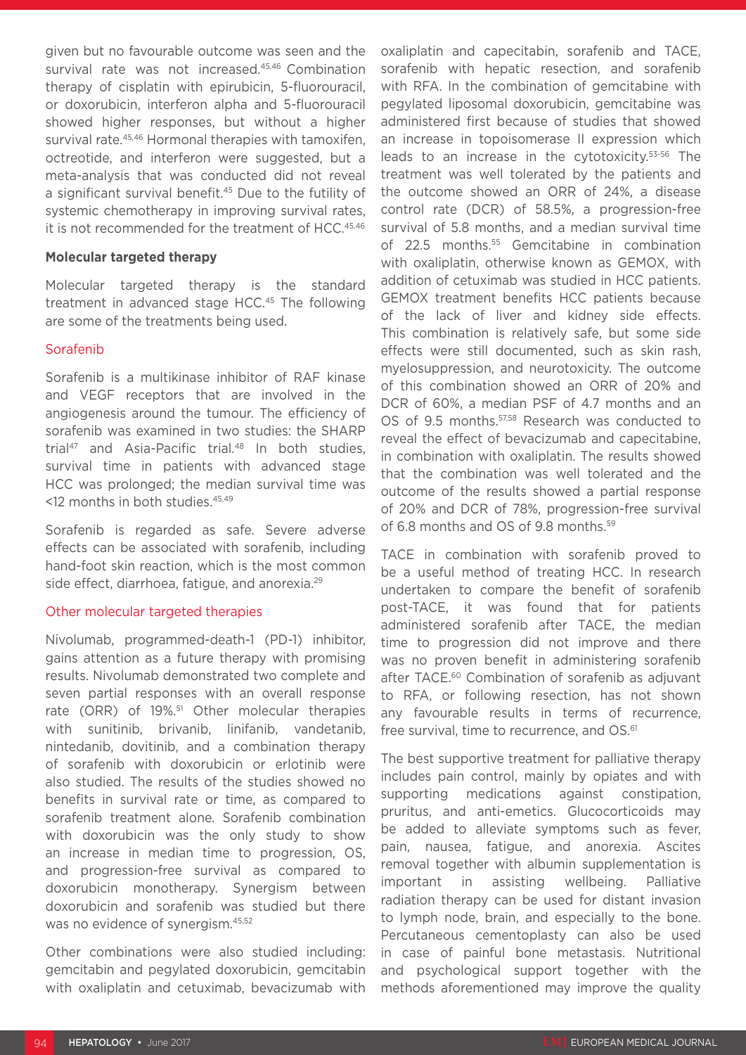given but no favourable outcome was seen and the survival rate was not increased.[45,46] Combination therapy of cisplatin with epirubicin, 5-fluorouracil, or doxorubicin, interferon alpha and 5-fluorouracil showed higher responses, but without a higher survival rate.[45,46] Hormonal therapies with tamoxifen, octreotide, and interferon were suggested, but a meta-analysis that was conducted did not reveal a significant survival benefit.[45] Due to the futility of systemic chemotherapy in improving survival rates, it is not recommended for the treatment of HCC.[45,46]

**Molecular targeted therapy**

Molecular targeted therapy is the standard treatment in advanced stage HCC.[45] The following are some of the treatments being used.

### Sorafenib

Sorafenib is a multikinase inhibitor of RAF kinase and VEGF receptors that are involved in the angiogenesis around the tumour. The efficiency of sorafenib was examined in two studies: the SHARP trial[47] and Asia-Pacific trial.[48] In both studies, survival time in patients with advanced stage HCC was prolonged; the median survival time was <12 months in both studies.[45,49]

Sorafenib is regarded as safe. Severe adverse effects can be associated with sorafenib, including hand-foot skin reaction, which is the most common side effect, diarrhoea, fatigue, and anorexia.[29]

### Other molecular targeted therapies

Nivolumab, programmed-death-1 (PD-1) inhibitor, gains attention as a future therapy with promising results. Nivolumab demonstrated two complete and seven partial responses with an overall response rate (ORR) of 19%.[51] Other molecular therapies with sunitinib, brivanib, linifanib, vandetanib, nintedanib, dovitinib, and a combination therapy of sorafenib with doxorubicin or erlotinib were also studied. The results of the studies showed no benefits in survival rate or time, as compared to sorafenib treatment alone. Sorafenib combination with doxorubicin was the only study to show an increase in median time to progression, OS, and progression-free survival as compared to doxorubicin monotherapy. Synergism between doxorubicin and sorafenib was studied but there was no evidence of synergism.[45,52]

Other combinations were also studied including: gemcitabin and pegylated doxorubicin, gemcitabin with oxaliplatin and cetuximab, bevacizumab with oxaliplatin and capecitabin, sorafenib and TACE, sorafenib with hepatic resection, and sorafenib with RFA. In the combination of gemcitabine with pegylated liposomal doxorubicin, gemcitabine was administered first because of studies that showed an increase in topoisomerase II expression which leads to an increase in the cytotoxicity.[53-56] The treatment was well tolerated by the patients and the outcome showed an ORR of 24%, a disease control rate (DCR) of 58.5%, a progression-free survival of 5.8 months, and a median survival time of 22.5 months.[55] Gemcitabine in combination with oxaliplatin, otherwise known as GEMOX, with addition of cetuximab was studied in HCC patients. GEMOX treatment benefits HCC patients because of the lack of liver and kidney side effects. This combination is relatively safe, but some side effects were still documented, such as skin rash, myelosuppression, and neurotoxicity. The outcome of this combination showed an ORR of 20% and DCR of 60%, a median PSF of 4.7 months and an OS of 9.5 months.[57,58] Research was conducted to reveal the effect of bevacizumab and capecitabine, in combination with oxaliplatin. The results showed that the combination was well tolerated and the outcome of the results showed a partial response of 20% and DCR of 78%, progression-free survival of 6.8 months and OS of 9.8 months.[59]

TACE in combination with sorafenib proved to be a useful method of treating HCC. In research undertaken to compare the benefit of sorafenib post-TACE, it was found that for patients administered sorafenib after TACE, the median time to progression did not improve and there was no proven benefit in administering sorafenib after TACE.[60] Combination of sorafenib as adjuvant to RFA, or following resection, has not shown any favourable results in terms of recurrence, free survival, time to recurrence, and OS.[61]

The best supportive treatment for palliative therapy includes pain control, mainly by opiates and with supporting medications against constipation, pruritus, and anti-emetics. Glucocorticoids may be added to alleviate symptoms such as fever, pain, nausea, fatigue, and anorexia. Ascites removal together with albumin supplementation is important in assisting wellbeing. Palliative radiation therapy can be used for distant invasion to lymph node, brain, and especially to the bone. Percutaneous cementoplasty can also be used in case of painful bone metastasis. Nutritional and psychological support together with the methods aforementioned may improve the quality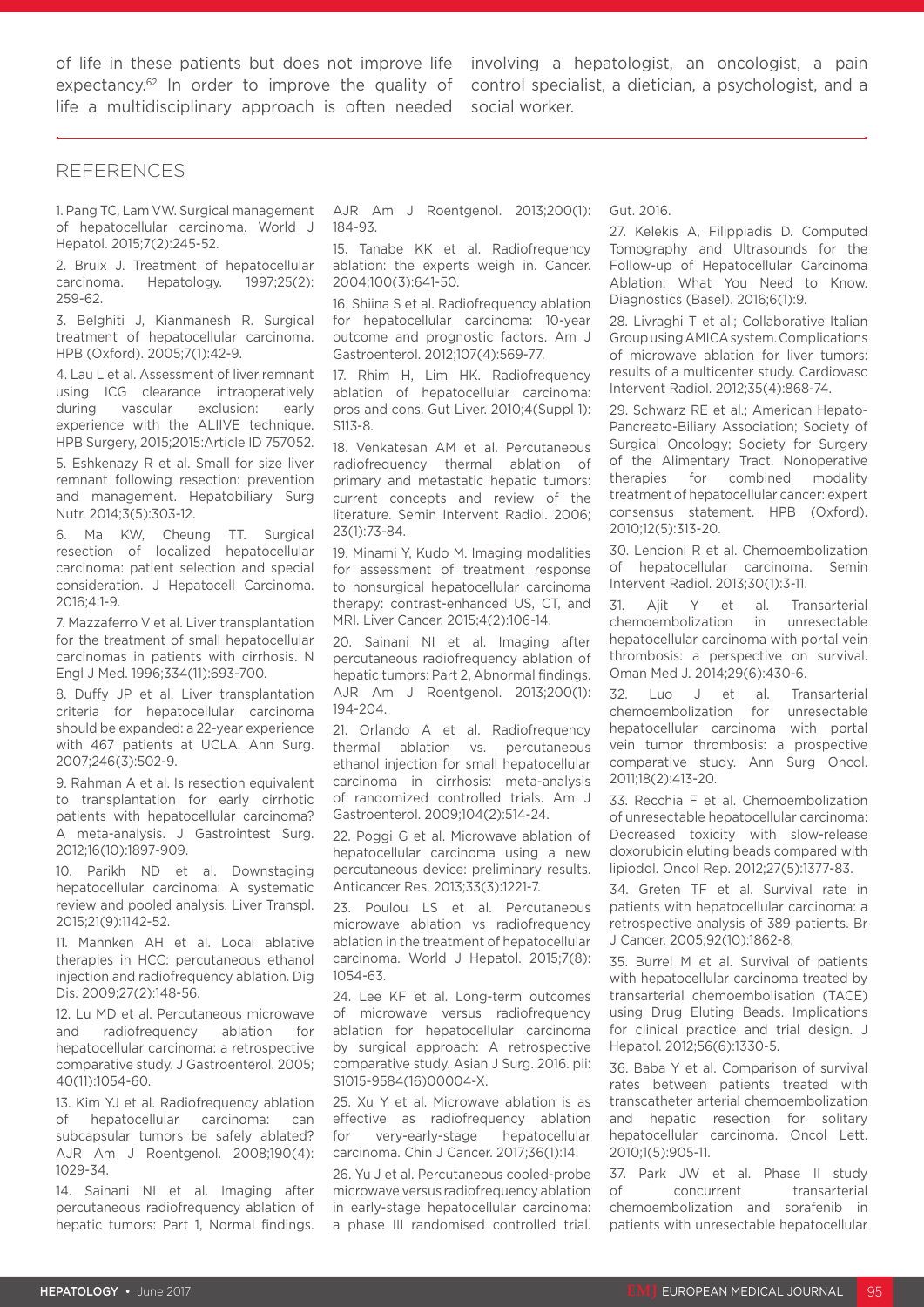of life in these patients but does not improve life expectancy.[62] In order to improve the quality of life a multidisciplinary approach is often needed involving a hepatologist, an oncologist, a pain control specialist, a dietician, a psychologist, and a social worker.

## REFERENCES

1. Pang TC, Lam VW. Surgical management of hepatocellular carcinoma. World J Hepatol. 2015;7(2):245-52.

2. Bruix J. Treatment of hepatocellular carcinoma. Hepatology. 1997;25(2): 259-62.

3. Belghiti J, Kianmanesh R. Surgical treatment of hepatocellular carcinoma. HPB (Oxford). 2005;7(1):42-9.

4. Lau L et al. Assessment of liver remnant using ICG clearance intraoperatively during vascular exclusion: early experience with the ALIIVE technique. HPB Surgery, 2015;2015:Article ID 757052.

5. Eshkenazy R et al. Small for size liver remnant following resection: prevention and management. Hepatobiliary Surg Nutr. 2014;3(5):303-12.

6. Ma KW, Cheung TT. Surgical resection of localized hepatocellular carcinoma: patient selection and special consideration. J Hepatocell Carcinoma. 2016;4:1-9.

7. Mazzaferro V et al. Liver transplantation for the treatment of small hepatocellular carcinomas in patients with cirrhosis. N Engl J Med. 1996;334(11):693-700.

8. Duffy JP et al. Liver transplantation criteria for hepatocellular carcinoma should be expanded: a 22-year experience with 467 patients at UCLA. Ann Surg. 2007;246(3):502-9.

9. Rahman A et al. Is resection equivalent to transplantation for early cirrhotic patients with hepatocellular carcinoma? A meta-analysis. J Gastrointest Surg. 2012;16(10):1897-909.

10. Parikh ND et al. Downstaging hepatocellular carcinoma: A systematic review and pooled analysis. Liver Transpl. 2015;21(9):1142-52.

11. Mahnken AH et al. Local ablative therapies in HCC: percutaneous ethanol injection and radiofrequency ablation. Dig Dis. 2009;27(2):148-56.

12. Lu MD et al. Percutaneous microwave and radiofrequency ablation for hepatocellular carcinoma: a retrospective comparative study. J Gastroenterol. 2005; 40(11):1054-60.

13. Kim YJ et al. Radiofrequency ablation of hepatocellular carcinoma: can subcapsular tumors be safely ablated? AJR Am J Roentgenol. 2008;190(4): 1029-34.

14. Sainani NI et al. Imaging after percutaneous radiofrequency ablation of hepatic tumors: Part 1, Normal findings. AJR Am J Roentgenol. 2013;200(1): 184-93.

15. Tanabe KK et al. Radiofrequency ablation: the experts weigh in. Cancer. 2004;100(3):641-50.

16. Shiina S et al. Radiofrequency ablation for hepatocellular carcinoma: 10-year outcome and prognostic factors. Am J Gastroenterol. 2012;107(4):569-77.

17. Rhim H, Lim HK. Radiofrequency ablation of hepatocellular carcinoma: pros and cons. Gut Liver. 2010;4(Suppl 1): S113-8.

18. Venkatesan AM et al. Percutaneous radiofrequency thermal ablation of primary and metastatic hepatic tumors: current concepts and review of the literature. Semin Intervent Radiol. 2006; 23(1):73-84.

19. Minami Y, Kudo M. Imaging modalities for assessment of treatment response to nonsurgical hepatocellular carcinoma therapy: contrast-enhanced US, CT, and MRI. Liver Cancer. 2015;4(2):106-14.

20. Sainani NI et al. Imaging after percutaneous radiofrequency ablation of hepatic tumors: Part 2, Abnormal findings. AJR Am J Roentgenol. 2013;200(1): 194-204.

21. Orlando A et al. Radiofrequency thermal ablation vs. percutaneous ethanol injection for small hepatocellular carcinoma in cirrhosis: meta-analysis of randomized controlled trials. Am J Gastroenterol. 2009;104(2):514-24.

22. Poggi G et al. Microwave ablation of hepatocellular carcinoma using a new percutaneous device: preliminary results. Anticancer Res. 2013;33(3):1221-7.

23. Poulou LS et al. Percutaneous microwave ablation vs radiofrequency ablation in the treatment of hepatocellular carcinoma. World J Hepatol. 2015;7(8): 1054-63.

24. Lee KF et al. Long-term outcomes of microwave versus radiofrequency ablation for hepatocellular carcinoma by surgical approach: A retrospective comparative study. Asian J Surg. 2016. pii: S1015-9584(16)00004-X.

25. Xu Y et al. Microwave ablation is as effective as radiofrequency ablation for very-early-stage hepatocellular carcinoma. Chin J Cancer. 2017;36(1):14.

26. Yu J et al. Percutaneous cooled-probe microwave versus radiofrequency ablation in early-stage hepatocellular carcinoma: a phase III randomised controlled trial. Gut. 2016.

27. Kelekis A, Filippiadis D. Computed Tomography and Ultrasounds for the Follow-up of Hepatocellular Carcinoma Ablation: What You Need to Know. Diagnostics (Basel). 2016;6(1):9.

28. Livraghi T et al.; Collaborative Italian Group using AMICA system. Complications of microwave ablation for liver tumors: results of a multicenter study. Cardiovasc Intervent Radiol. 2012;35(4):868-74.

29. Schwarz RE et al.; American Hepato-Pancreato-Biliary Association; Society of Surgical Oncology; Society for Surgery of the Alimentary Tract. Nonoperative therapies for combined modality treatment of hepatocellular cancer: expert consensus statement. HPB (Oxford). 2010;12(5):313-20.

30. Lencioni R et al. Chemoembolization of hepatocellular carcinoma. Semin Intervent Radiol. 2013;30(1):3-11.

31. Ajit Y et al. Transarterial chemoembolization in unresectable hepatocellular carcinoma with portal vein thrombosis: a perspective on survival. Oman Med J. 2014;29(6):430-6.

32. Luo J et al. Transarterial chemoembolization for unresectable hepatocellular carcinoma with portal vein tumor thrombosis: a prospective comparative study. Ann Surg Oncol. 2011;18(2):413-20.

33. Recchia F et al. Chemoembolization of unresectable hepatocellular carcinoma: Decreased toxicity with slow-release doxorubicin eluting beads compared with lipiodol. Oncol Rep. 2012;27(5):1377-83.

34. Greten TF et al. Survival rate in patients with hepatocellular carcinoma: a retrospective analysis of 389 patients. Br J Cancer. 2005;92(10):1862-8.

35. Burrel M et al. Survival of patients with hepatocellular carcinoma treated by transarterial chemoembolisation (TACE) using Drug Eluting Beads. Implications for clinical practice and trial design. J Hepatol. 2012;56(6):1330-5.

36. Baba Y et al. Comparison of survival rates between patients treated with transcatheter arterial chemoembolization and hepatic resection for solitary hepatocellular carcinoma. Oncol Lett. 2010;1(5):905-11.

37. Park JW et al. Phase II study of concurrent transarterial chemoembolization and sorafenib in patients with unresectable hepatocellular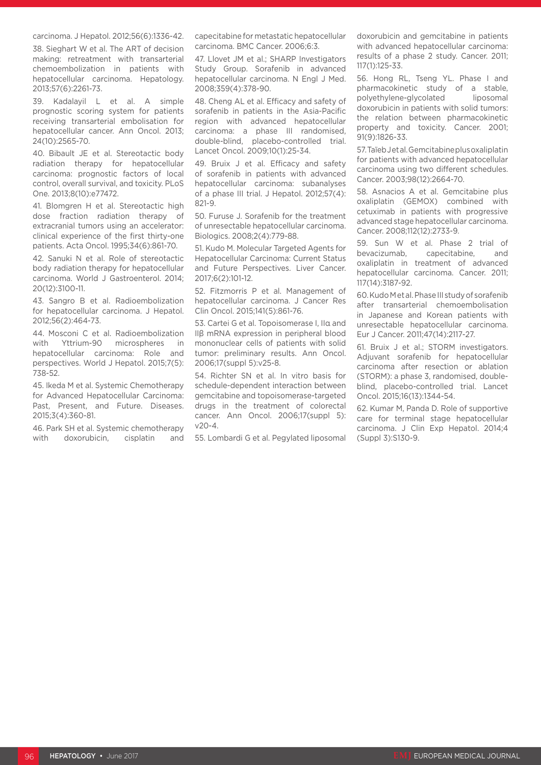carcinoma. J Hepatol. 2012;56(6):1336-42.

38. Sieghart W et al. The ART of decision making: retreatment with transarterial chemoembolization in patients with hepatocellular carcinoma. Hepatology. 2013;57(6):2261-73.

39. Kadalayil L et al. A simple prognostic scoring system for patients receiving transarterial embolisation for hepatocellular cancer. Ann Oncol. 2013; 24(10):2565-70.

40. Bibault JE et al. Stereotactic body radiation therapy for hepatocellular carcinoma: prognostic factors of local control, overall survival, and toxicity. PLoS One. 2013;8(10):e77472.

41. Blomgren H et al. Stereotactic high dose fraction radiation therapy of extracranial tumors using an accelerator: clinical experience of the first thirty-one patients. Acta Oncol. 1995;34(6):861-70.

42. Sanuki N et al. Role of stereotactic body radiation therapy for hepatocellular carcinoma. World J Gastroenterol. 2014; 20(12):3100-11.

43. Sangro B et al. Radioembolization for hepatocellular carcinoma. J Hepatol. 2012;56(2):464-73.

44. Mosconi C et al. Radioembolization with Yttrium-90 microspheres in hepatocellular carcinoma: Role and perspectives. World J Hepatol. 2015;7(5): 738-52.

45. Ikeda M et al. Systemic Chemotherapy for Advanced Hepatocellular Carcinoma: Past, Present, and Future. Diseases. 2015;3(4):360-81.

46. Park SH et al. Systemic chemotherapy with doxorubicin, cisplatin and capecitabine for metastatic hepatocellular carcinoma. BMC Cancer. 2006;6:3.

47. Llovet JM et al.; SHARP Investigators Study Group. Sorafenib in advanced hepatocellular carcinoma. N Engl J Med. 2008;359(4):378-90.

48. Cheng AL et al. Efficacy and safety of sorafenib in patients in the Asia-Pacific region with advanced hepatocellular carcinoma: a phase III randomised, double-blind, placebo-controlled trial. Lancet Oncol. 2009;10(1):25-34.

49. Bruix J et al. Efficacy and safety of sorafenib in patients with advanced hepatocellular carcinoma: subanalyses of a phase III trial. J Hepatol. 2012;57(4): 821-9.

50. Furuse J. Sorafenib for the treatment of unresectable hepatocellular carcinoma. Biologics. 2008;2(4):779-88.

51. Kudo M. Molecular Targeted Agents for Hepatocellular Carcinoma: Current Status and Future Perspectives. Liver Cancer. 2017;6(2):101-12.

52. Fitzmorris P et al. Management of hepatocellular carcinoma. J Cancer Res Clin Oncol. 2015;141(5):861-76.

53. Cartei G et al. Topoisomerase I, IIα and IIβ mRNA expression in peripheral blood mononuclear cells of patients with solid tumor: preliminary results. Ann Oncol. 2006;17(suppl 5):v25-8.

54. Richter SN et al. In vitro basis for schedule-dependent interaction between gemcitabine and topoisomerase-targeted drugs in the treatment of colorectal cancer. Ann Oncol. 2006;17(suppl 5): v20-4.

55. Lombardi G et al. Pegylated liposomal doxorubicin and gemcitabine in patients with advanced hepatocellular carcinoma: results of a phase 2 study. Cancer. 2011; 117(1):125-33.

56. Hong RL, Tseng YL. Phase I and pharmacokinetic study of a stable, polyethylene-glycolated liposomal doxorubicin in patients with solid tumors: the relation between pharmacokinetic property and toxicity. Cancer. 2001; 91(9):1826-33.

57. Taïeb J et al. Gemcitabine plus oxaliplatin for patients with advanced hepatocellular carcinoma using two different schedules. Cancer. 2003;98(12):2664-70.

58. Asnacios A et al. Gemcitabine plus oxaliplatin (GEMOX) combined with cetuximab in patients with progressive advanced stage hepatocellular carcinoma. Cancer. 2008;112(12):2733-9.

59. Sun W et al. Phase 2 trial of bevacizumab, capecitabine, and oxaliplatin in treatment of advanced hepatocellular carcinoma. Cancer. 2011; 117(14):3187-92.

60. Kudo M et al. Phase III study of sorafenib after transarterial chemoembolisation in Japanese and Korean patients with unresectable hepatocellular carcinoma. Eur J Cancer. 2011;47(14):2117-27.

61. Bruix J et al.; STORM investigators. Adjuvant sorafenib for hepatocellular carcinoma after resection or ablation (STORM): a phase 3, randomised, double-blind, placebo-controlled trial. Lancet Oncol. 2015;16(13):1344-54.

62. Kumar M, Panda D. Role of supportive care for terminal stage hepatocellular carcinoma. J Clin Exp Hepatol. 2014;4 (Suppl 3):S130-9.